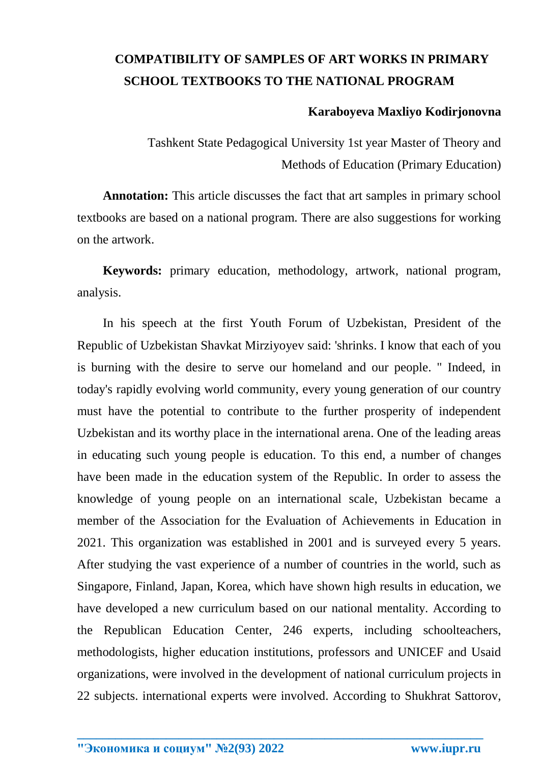# COMPATIBILITY OF SAMPLES OF ART WORKS IN PRIMARY SCHOOL TEXTBOOKS TO THE NATIONAL PROGRAM

**Karaboyeva Maxliyo Kodirjonovna**

Tashkent State Pedagogical University 1st year Master of Theory and Methods of Education (Primary Education)

**Annotation:** This article discusses the fact that art samples in primary school textbooks are based on a national program. There are also suggestions for working on the artwork.

**Keywords:** primary education, methodology, artwork, national program, analysis.

In his speech at the first Youth Forum of Uzbekistan, President of the Republic of Uzbekistan Shavkat Mirziyoyev said: 'shrinks. I know that each of you is burning with the desire to serve our homeland and our people. " Indeed, in today's rapidly evolving world community, every young generation of our country must have the potential to contribute to the further prosperity of independent Uzbekistan and its worthy place in the international arena. One of the leading areas in educating such young people is education. To this end, a number of changes have been made in the education system of the Republic. In order to assess the knowledge of young people on an international scale, Uzbekistan became a member of the Association for the Evaluation of Achievements in Education in 2021. This organization was established in 2001 and is surveyed every 5 years. After studying the vast experience of a number of countries in the world, such as Singapore, Finland, Japan, Korea, which have shown high results in education, we have developed a new curriculum based on our national mentality. According to the Republican Education Center, 246 experts, including schoolteachers, methodologists, higher education institutions, professors and UNICEF and Usaid organizations, were involved in the development of national curriculum projects in 22 subjects. international experts were involved. According to Shukhrat Sattorov,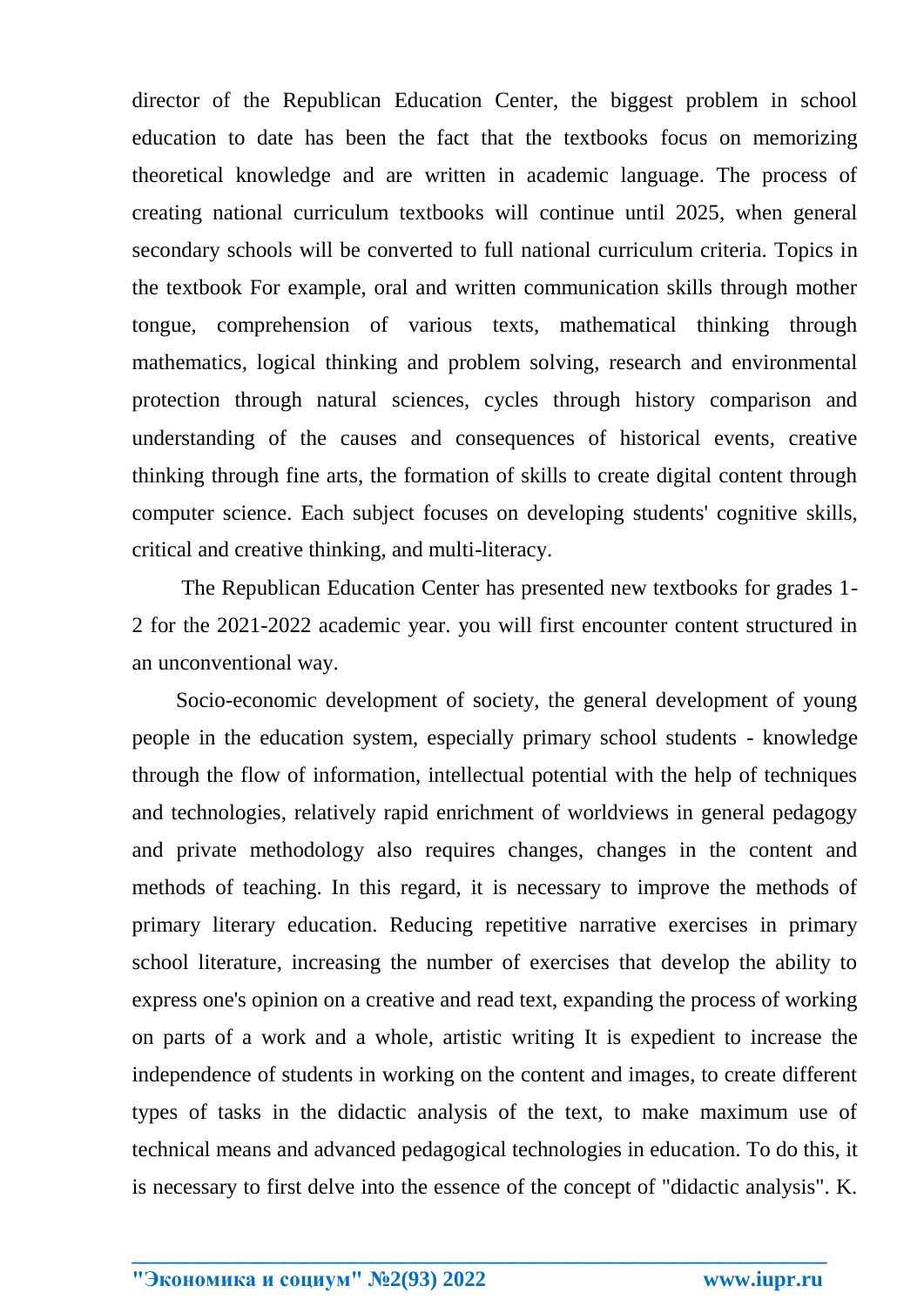director of the Republican Education Center, the biggest problem in school education to date has been the fact that the textbooks focus on memorizing theoretical knowledge and are written in academic language. The process of creating national curriculum textbooks will continue until 2025, when general secondary schools will be converted to full national curriculum criteria. Topics in the textbook For example, oral and written communication skills through mother tongue, comprehension of various texts, mathematical thinking through mathematics, logical thinking and problem solving, research and environmental protection through natural sciences, cycles through history comparison and understanding of the causes and consequences of historical events, creative thinking through fine arts, the formation of skills to create digital content through computer science. Each subject focuses on developing students' cognitive skills, critical and creative thinking, and multi-literacy.

The Republican Education Center has presented new textbooks for grades 1-2 for the 2021-2022 academic year. you will first encounter content structured in an unconventional way.

Socio-economic development of society, the general development of young people in the education system, especially primary school students - knowledge through the flow of information, intellectual potential with the help of techniques and technologies, relatively rapid enrichment of worldviews in general pedagogy and private methodology also requires changes, changes in the content and methods of teaching. In this regard, it is necessary to improve the methods of primary literary education. Reducing repetitive narrative exercises in primary school literature, increasing the number of exercises that develop the ability to express one's opinion on a creative and read text, expanding the process of working on parts of a work and a whole, artistic writing It is expedient to increase the independence of students in working on the content and images, to create different types of tasks in the didactic analysis of the text, to make maximum use of technical means and advanced pedagogical technologies in education. To do this, it is necessary to first delve into the essence of the concept of "didactic analysis". K.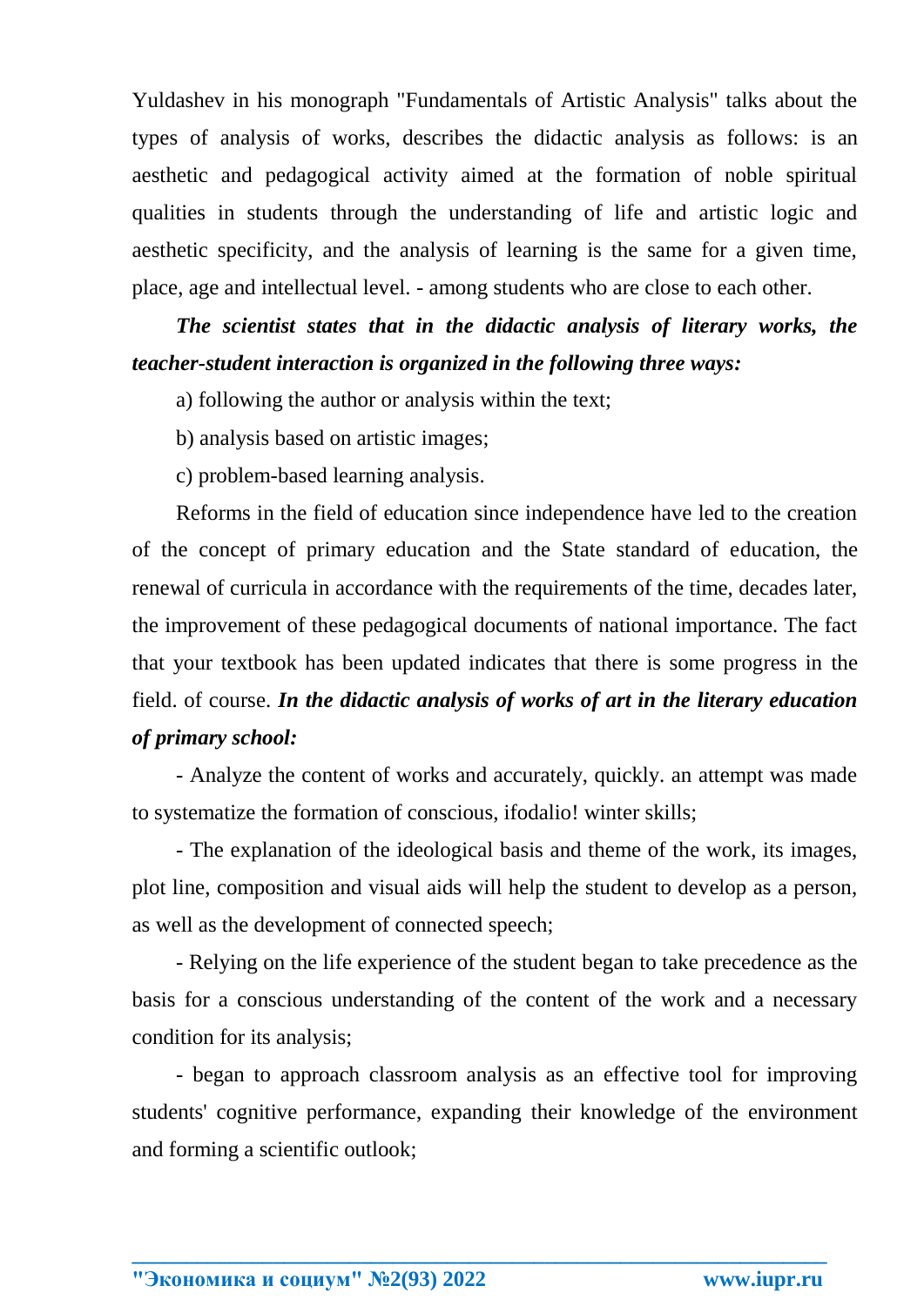Yuldashev in his monograph "Fundamentals of Artistic Analysis" talks about the types of analysis of works, describes the didactic analysis as follows: is an aesthetic and pedagogical activity aimed at the formation of noble spiritual qualities in students through the understanding of life and artistic logic and aesthetic specificity, and the analysis of learning is the same for a given time, place, age and intellectual level. - among students who are close to each other.

***The scientist states that in the didactic analysis of literary works, the teacher-student interaction is organized in the following three ways:***

a) following the author or analysis within the text;

b) analysis based on artistic images;

c) problem-based learning analysis.

Reforms in the field of education since independence have led to the creation of the concept of primary education and the State standard of education, the renewal of curricula in accordance with the requirements of the time, decades later, the improvement of these pedagogical documents of national importance. The fact that your textbook has been updated indicates that there is some progress in the field. of course. ***In the didactic analysis of works of art in the literary education of primary school:***

- Analyze the content of works and accurately, quickly. an attempt was made to systematize the formation of conscious, ifodalio! winter skills;

- The explanation of the ideological basis and theme of the work, its images, plot line, composition and visual aids will help the student to develop as a person, as well as the development of connected speech;

- Relying on the life experience of the student began to take precedence as the basis for a conscious understanding of the content of the work and a necessary condition for its analysis;

- began to approach classroom analysis as an effective tool for improving students' cognitive performance, expanding their knowledge of the environment and forming a scientific outlook;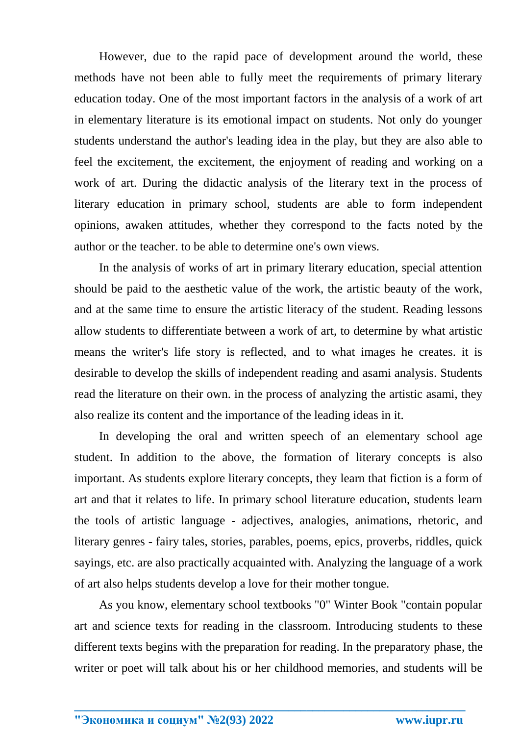However, due to the rapid pace of development around the world, these methods have not been able to fully meet the requirements of primary literary education today. One of the most important factors in the analysis of a work of art in elementary literature is its emotional impact on students. Not only do younger students understand the author's leading idea in the play, but they are also able to feel the excitement, the excitement, the enjoyment of reading and working on a work of art. During the didactic analysis of the literary text in the process of literary education in primary school, students are able to form independent opinions, awaken attitudes, whether they correspond to the facts noted by the author or the teacher. to be able to determine one's own views.

In the analysis of works of art in primary literary education, special attention should be paid to the aesthetic value of the work, the artistic beauty of the work, and at the same time to ensure the artistic literacy of the student. Reading lessons allow students to differentiate between a work of art, to determine by what artistic means the writer's life story is reflected, and to what images he creates. it is desirable to develop the skills of independent reading and asami analysis. Students read the literature on their own. in the process of analyzing the artistic asami, they also realize its content and the importance of the leading ideas in it.

In developing the oral and written speech of an elementary school age student. In addition to the above, the formation of literary concepts is also important. As students explore literary concepts, they learn that fiction is a form of art and that it relates to life. In primary school literature education, students learn the tools of artistic language - adjectives, analogies, animations, rhetoric, and literary genres - fairy tales, stories, parables, poems, epics, proverbs, riddles, quick sayings, etc. are also practically acquainted with. Analyzing the language of a work of art also helps students develop a love for their mother tongue.

As you know, elementary school textbooks "0" Winter Book "contain popular art and science texts for reading in the classroom. Introducing students to these different texts begins with the preparation for reading. In the preparatory phase, the writer or poet will talk about his or her childhood memories, and students will be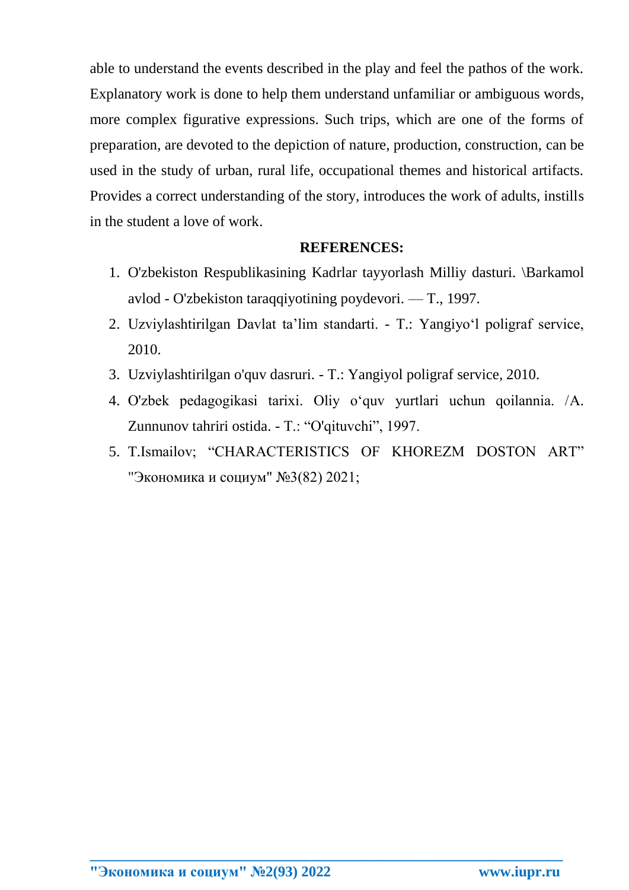able to understand the events described in the play and feel the pathos of the work. Explanatory work is done to help them understand unfamiliar or ambiguous words, more complex figurative expressions. Such trips, which are one of the forms of preparation, are devoted to the depiction of nature, production, construction, can be used in the study of urban, rural life, occupational themes and historical artifacts. Provides a correct understanding of the story, introduces the work of adults, instills in the student a love of work.

**REFERENCES:**

1. O'zbekiston Respublikasining Kadrlar tayyorlash Milliy dasturi. \Barkamol avlod - O'zbekiston taraqqiyotining poydevori. — T., 1997.
2. Uzviylashtirilgan Davlat ta'lim standarti. - T.: Yangiyo'l poligraf service, 2010.
3. Uzviylashtirilgan o'quv dasruri. - T.: Yangiyol poligraf service, 2010.
4. O'zbek pedagogikasi tarixi. Oliy o'quv yurtlari uchun qoilannia. /A. Zunnunov tahriri ostida. - T.: "O'qituvchi", 1997.
5. T.Ismailov; "CHARACTERISTICS OF KHOREZM DOSTON ART" "Экономика и социум" №3(82) 2021;